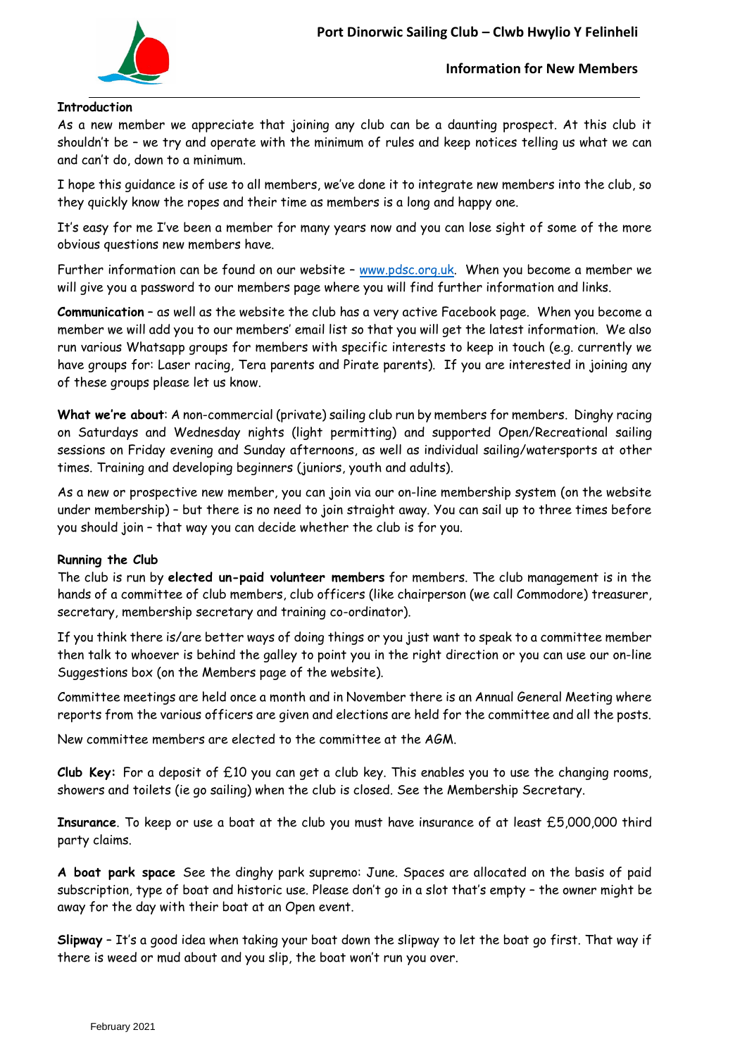# Port Dinorwic Sailing Club – Clwb Hwylio Y Felinheli

## Information for New Members

**Introduction**

As a new member we appreciate that joining any club can be a daunting prospect. At this club it shouldn't be – we try and operate with the minimum of rules and keep notices telling us what we can and can't do, down to a minimum.

I hope this guidance is of use to all members, we've done it to integrate new members into the club, so they quickly know the ropes and their time as members is a long and happy one.

It's easy for me I've been a member for many years now and you can lose sight of some of the more obvious questions new members have.

Further information can be found on our website – www.pdsc.org.uk. When you become a member we will give you a password to our members page where you will find further information and links.

**Communication** – as well as the website the club has a very active Facebook page. When you become a member we will add you to our members' email list so that you will get the latest information. We also run various Whatsapp groups for members with specific interests to keep in touch (e.g. currently we have groups for: Laser racing, Tera parents and Pirate parents). If you are interested in joining any of these groups please let us know.

**What we're about**: A non-commercial (private) sailing club run by members for members. Dinghy racing on Saturdays and Wednesday nights (light permitting) and supported Open/Recreational sailing sessions on Friday evening and Sunday afternoons, as well as individual sailing/watersports at other times. Training and developing beginners (juniors, youth and adults).

As a new or prospective new member, you can join via our on-line membership system (on the website under membership) – but there is no need to join straight away. You can sail up to three times before you should join – that way you can decide whether the club is for you.

**Running the Club**

The club is run by **elected un-paid volunteer members** for members. The club management is in the hands of a committee of club members, club officers (like chairperson (we call Commodore) treasurer, secretary, membership secretary and training co-ordinator).

If you think there is/are better ways of doing things or you just want to speak to a committee member then talk to whoever is behind the galley to point you in the right direction or you can use our on-line Suggestions box (on the Members page of the website).

Committee meetings are held once a month and in November there is an Annual General Meeting where reports from the various officers are given and elections are held for the committee and all the posts.

New committee members are elected to the committee at the AGM.

**Club Key:** For a deposit of £10 you can get a club key. This enables you to use the changing rooms, showers and toilets (ie go sailing) when the club is closed. See the Membership Secretary.

**Insurance**. To keep or use a boat at the club you must have insurance of at least £5,000,000 third party claims.

**A boat park space** See the dinghy park supremo: June. Spaces are allocated on the basis of paid subscription, type of boat and historic use. Please don't go in a slot that's empty – the owner might be away for the day with their boat at an Open event.

**Slipway** – It's a good idea when taking your boat down the slipway to let the boat go first. That way if there is weed or mud about and you slip, the boat won't run you over.

February 2021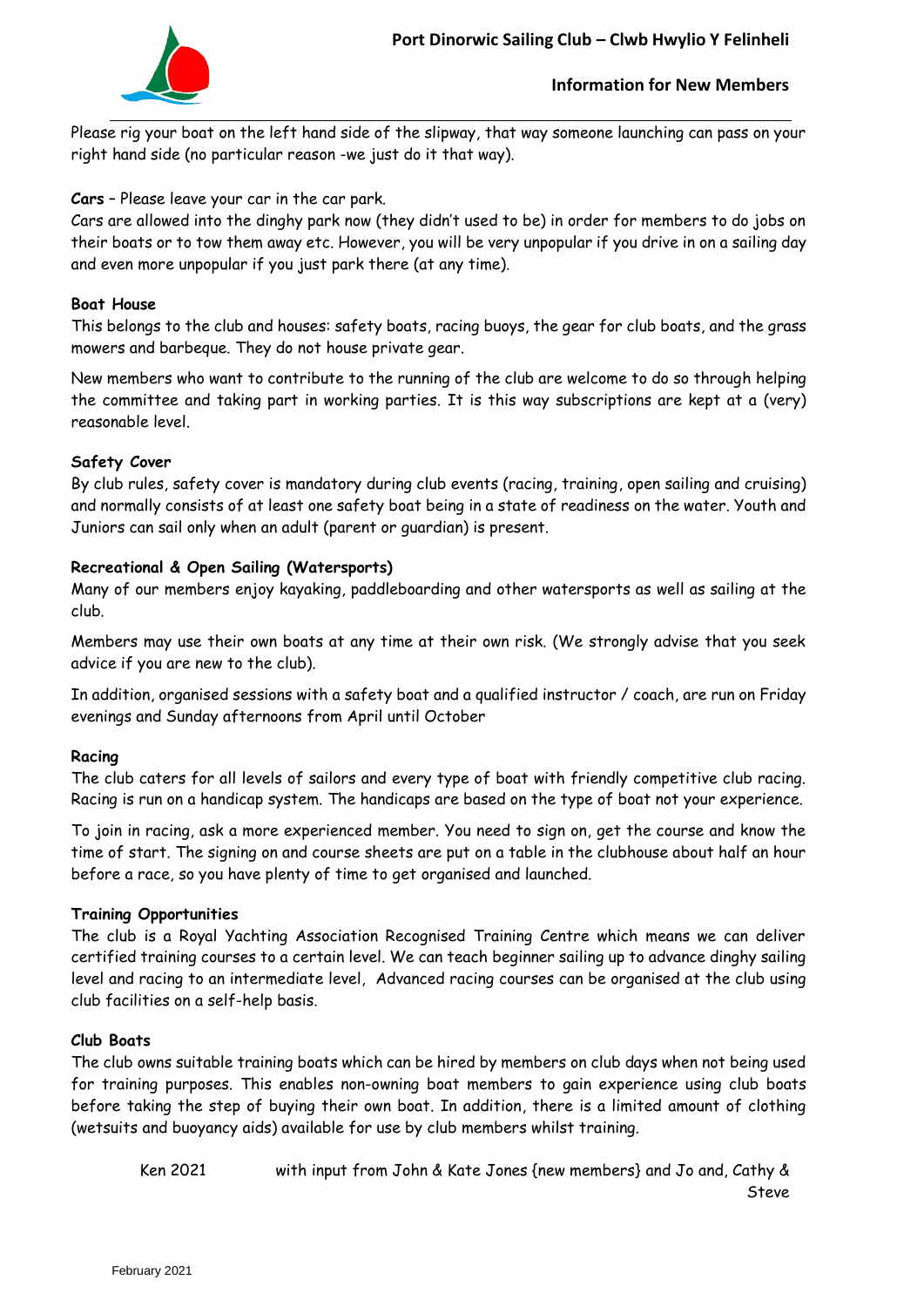Please rig your boat on the left hand side of the slipway, that way someone launching can pass on your right hand side (no particular reason -we just do it that way).

**Cars** – Please leave your car in the car park.
Cars are allowed into the dinghy park now (they didn't used to be) in order for members to do jobs on their boats or to tow them away etc. However, you will be very unpopular if you drive in on a sailing day and even more unpopular if you just park there (at any time).

**Boat House**
This belongs to the club and houses: safety boats, racing buoys, the gear for club boats, and the grass mowers and barbeque. They do not house private gear.

New members who want to contribute to the running of the club are welcome to do so through helping the committee and taking part in working parties. It is this way subscriptions are kept at a (very) reasonable level.

**Safety Cover**
By club rules, safety cover is mandatory during club events (racing, training, open sailing and cruising) and normally consists of at least one safety boat being in a state of readiness on the water. Youth and Juniors can sail only when an adult (parent or guardian) is present.

**Recreational & Open Sailing (Watersports)**
Many of our members enjoy kayaking, paddleboarding and other watersports as well as sailing at the club.

Members may use their own boats at any time at their own risk. (We strongly advise that you seek advice if you are new to the club).

In addition, organised sessions with a safety boat and a qualified instructor / coach, are run on Friday evenings and Sunday afternoons from April until October

**Racing**
The club caters for all levels of sailors and every type of boat with friendly competitive club racing. Racing is run on a handicap system. The handicaps are based on the type of boat not your experience.

To join in racing, ask a more experienced member. You need to sign on, get the course and know the time of start. The signing on and course sheets are put on a table in the clubhouse about half an hour before a race, so you have plenty of time to get organised and launched.

**Training Opportunities**
The club is a Royal Yachting Association Recognised Training Centre which means we can deliver certified training courses to a certain level. We can teach beginner sailing up to advance dinghy sailing level and racing to an intermediate level, Advanced racing courses can be organised at the club using club facilities on a self-help basis.

**Club Boats**
The club owns suitable training boats which can be hired by members on club days when not being used for training purposes. This enables non-owning boat members to gain experience using club boats before taking the step of buying their own boat. In addition, there is a limited amount of clothing (wetsuits and buoyancy aids) available for use by club members whilst training.

Ken 2021 with input from John & Kate Jones {new members} and Jo and, Cathy & Steve